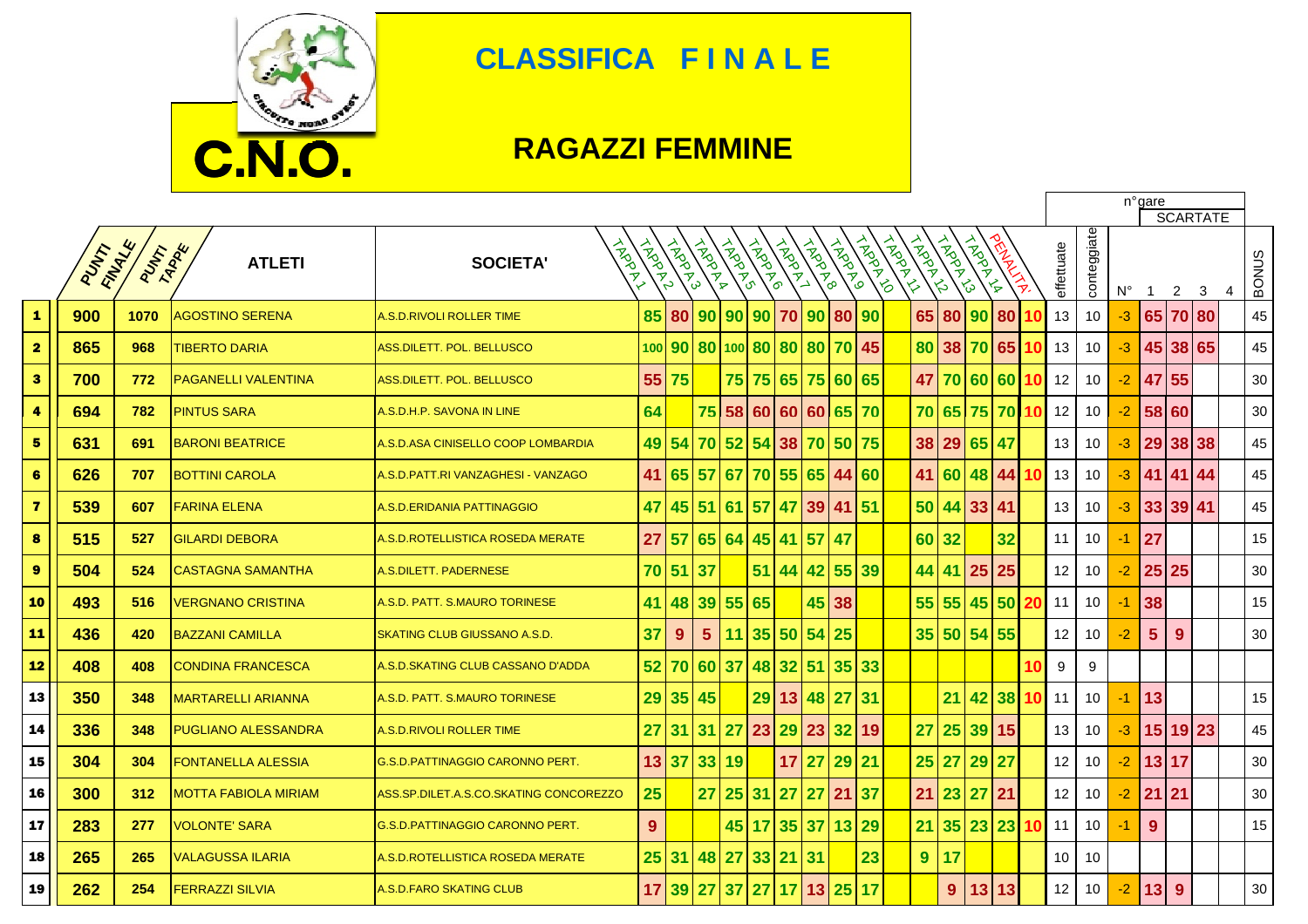# CLASSIFICA F I N A L E

## RAGAZZI FEMMINE

**C.N.O.**

| | PUNTI FINALE | PUNTI TAPPE | ATLETI | SOCIETA' | TAPPA 1 | TAPPA 2 | TAPPA 3 | TAPPA 4 | TAPPA 5 | TAPPA 6 | TAPPA 7 | TAPPA 8 | TAPPA 9 | TAPPA 10 | TAPPA 11 | TAPPA 12 | TAPPA 13 | TAPPA 14 | PENALITA' | n° gare effettuate | n° gare conteggiate | SCARTATE N° | 1 | 2 | 3 | 4 | BONUS |
|---|---|---|---|---|---|---|---|---|---|---|---|---|---|---|---|---|---|---|---|---|---|---|---|---|---|---|---|
| 1 | 900 | 1070 | AGOSTINO SERENA | A.S.D.RIVOLI ROLLER TIME | 85 | 80 | 90 | 90 | 90 | 70 | 90 | 80 | 90 | | 65 | 80 | 90 | 80 | 10 | 13 | 10 | -3 | 65 | 70 | 80 | | 45 |
| 2 | 865 | 968 | TIBERTO DARIA | ASS.DILETT. POL. BELLUSCO | 100 | 90 | 80 | 100 | 80 | 80 | 80 | 70 | 45 | | 80 | 38 | 70 | 65 | 10 | 13 | 10 | -3 | 45 | 38 | 65 | | 45 |
| 3 | 700 | 772 | PAGANELLI VALENTINA | ASS.DILETT. POL. BELLUSCO | 55 | 75 | | 75 | 75 | 65 | 75 | 60 | 65 | | 47 | 70 | 60 | 60 | 10 | 12 | 10 | -2 | 47 | 55 | | | 30 |
| 4 | 694 | 782 | PINTUS SARA | A.S.D.H.P. SAVONA IN LINE | 64 | | 75 | 58 | 60 | 60 | 60 | 65 | 70 | | 70 | 65 | 75 | 70 | 10 | 12 | 10 | -2 | 58 | 60 | | | 30 |
| 5 | 631 | 691 | BARONI BEATRICE | A.S.D.ASA CINISELLO COOP LOMBARDIA | 49 | 54 | 70 | 52 | 54 | 38 | 70 | 50 | 75 | | 38 | 29 | 65 | 47 | | 13 | 10 | -3 | 29 | 38 | 38 | | 45 |
| 6 | 626 | 707 | BOTTINI CAROLA | A.S.D.PATT.RI VANZAGHESI - VANZAGO | 41 | 65 | 57 | 67 | 70 | 55 | 65 | 44 | 60 | | 41 | 60 | 48 | 44 | 10 | 13 | 10 | -3 | 41 | 41 | 44 | | 45 |
| 7 | 539 | 607 | FARINA ELENA | A.S.D.ERIDANIA PATTINAGGIO | 47 | 45 | 51 | 61 | 57 | 47 | 39 | 41 | 51 | | 50 | 44 | 33 | 41 | | 13 | 10 | -3 | 33 | 39 | 41 | | 45 |
| 8 | 515 | 527 | GILARDI DEBORA | A.S.D.ROTELLISTICA ROSEDA MERATE | 27 | 57 | 65 | 64 | 45 | 41 | 57 | 47 | | | 60 | 32 | | 32 | | 11 | 10 | -1 | 27 | | | | 15 |
| 9 | 504 | 524 | CASTAGNA SAMANTHA | A.S.DILETT. PADERNESE | 70 | 51 | 37 | | 51 | 44 | 42 | 55 | 39 | | 44 | 41 | 25 | 25 | | 12 | 10 | -2 | 25 | 25 | | | 30 |
| 10 | 493 | 516 | VERGNANO CRISTINA | A.S.D. PATT. S.MAURO TORINESE | 41 | 48 | 39 | 55 | 65 | | 45 | 38 | | | 55 | 55 | 45 | 50 | 20 | 11 | 10 | -1 | 38 | | | | 15 |
| 11 | 436 | 420 | BAZZANI CAMILLA | SKATING CLUB GIUSSANO A.S.D. | 37 | 9 | 5 | 11 | 35 | 50 | 54 | 25 | | | 35 | 50 | 54 | 55 | | 12 | 10 | -2 | 5 | 9 | | | 30 |
| 12 | 408 | 408 | CONDINA FRANCESCA | A.S.D.SKATING CLUB CASSANO D'ADDA | 52 | 70 | 60 | 37 | 48 | 32 | 51 | 35 | 33 | | | | | | 10 | 9 | 9 | | | | | | |
| 13 | 350 | 348 | MARTARELLI ARIANNA | A.S.D. PATT. S.MAURO TORINESE | 29 | 35 | 45 | | 29 | 13 | 48 | 27 | 31 | | | 21 | 42 | 38 | 10 | 11 | 10 | -1 | 13 | | | | 15 |
| 14 | 336 | 348 | PUGLIANO ALESSANDRA | A.S.D.RIVOLI ROLLER TIME | 27 | 31 | 31 | 27 | 23 | 29 | 23 | 32 | 19 | | 27 | 25 | 39 | 15 | | 13 | 10 | -3 | 15 | 19 | 23 | | 45 |
| 15 | 304 | 304 | FONTANELLA ALESSIA | G.S.D.PATTINAGGIO CARONNO PERT. | 13 | 37 | 33 | 19 | | 17 | 27 | 29 | 21 | | 25 | 27 | 29 | 27 | | 12 | 10 | -2 | 13 | 17 | | | 30 |
| 16 | 300 | 312 | MOTTA FABIOLA MIRIAM | ASS.SP.DILET.A.S.CO.SKATING CONCOREZZO | 25 | | 27 | 25 | 31 | 27 | 27 | 21 | 37 | | 21 | 23 | 27 | 21 | | 12 | 10 | -2 | 21 | 21 | | | 30 |
| 17 | 283 | 277 | VOLONTE' SARA | G.S.D.PATTINAGGIO CARONNO PERT. | 9 | | | 45 | 17 | 35 | 37 | 13 | 29 | | 21 | 35 | 23 | 23 | 10 | 11 | 10 | -1 | 9 | | | | 15 |
| 18 | 265 | 265 | VALAGUSSA ILARIA | A.S.D.ROTELLISTICA ROSEDA MERATE | 25 | 31 | 48 | 27 | 33 | 21 | 31 | | 23 | | 9 | 17 | | | | 10 | 10 | | | | | | |
| 19 | 262 | 254 | FERRAZZI SILVIA | A.S.D.FARO SKATING CLUB | 17 | 39 | 27 | 37 | 27 | 17 | 13 | 25 | 17 | | | 9 | 13 | 13 | | 12 | 10 | -2 | 13 | 9 | | | 30 |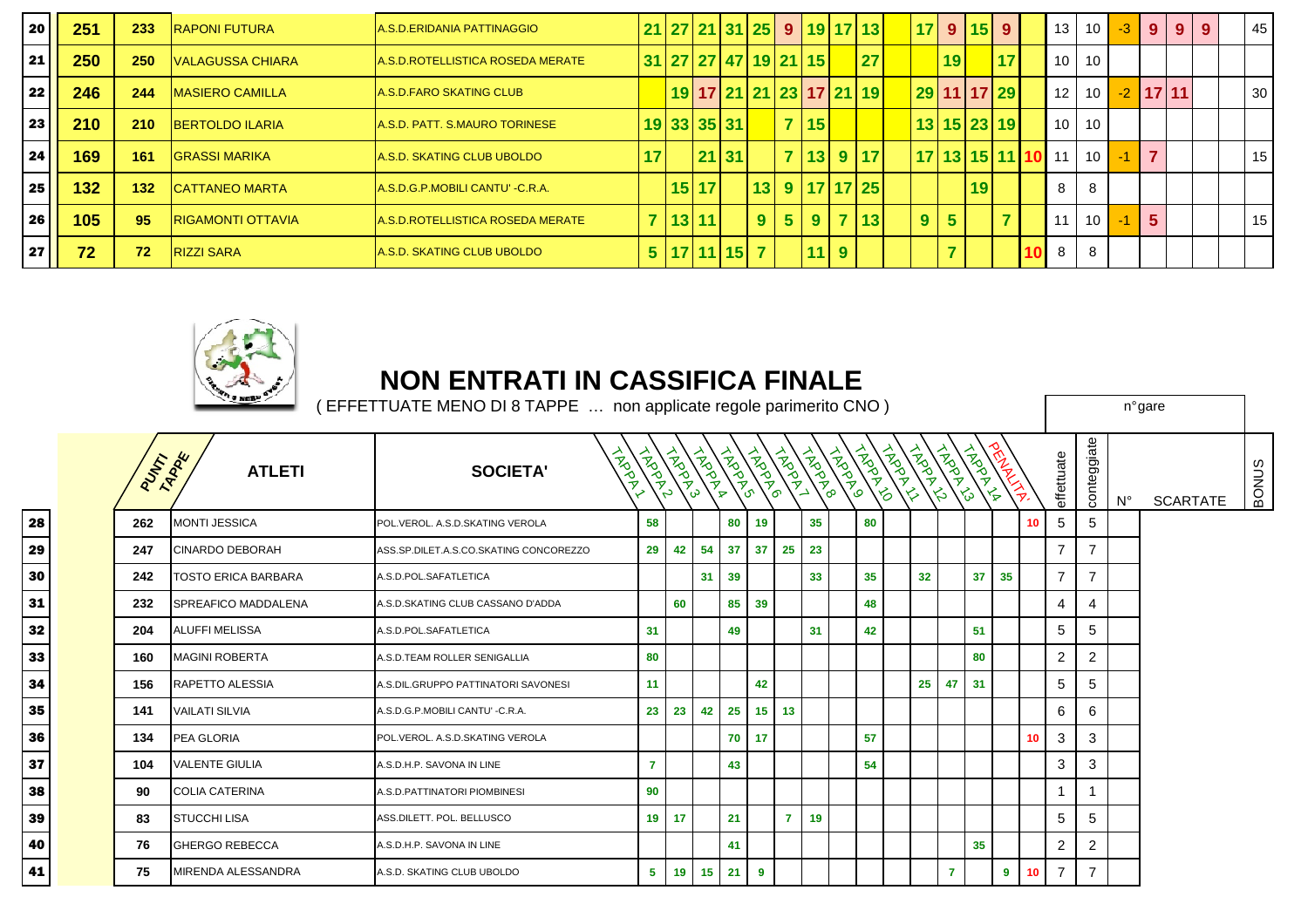| # | Punti | Punti Tappe | Atleti | Società | Tappa 1 | Tappa 2 | Tappa 3 | Tappa 4 | Tappa 5 | Tappa 6 | Tappa 7 | Tappa 8 | Tappa 9 | Tappa 10 | Tappa 11 | Tappa 12 | Tappa 13 | Tappa 14 | Penalita' | effettuate | conteggiate | N° | Scartate | | | Bonus |
|---|---|---|---|---|---|---|---|---|---|---|---|---|---|---|---|---|---|---|---|---|---|---|---|---|---|---|
| 20 | 251 | 233 | RAPONI FUTURA | A.S.D.ERIDANIA PATTINAGGIO | 21 | 27 | 21 | 31 | 25 | 9 | 19 | 17 | 13 | | 17 | 9 | 15 | 9 | | 13 | 10 | -3 | 9 | 9 | 9 | 45 |
| 21 | 250 | 250 | VALAGUSSA CHIARA | A.S.D.ROTELLISTICA ROSEDA MERATE | 31 | 27 | 27 | 47 | 19 | 21 | 15 | | 27 | | | 19 | | 17 | | 10 | 10 | | | | | |
| 22 | 246 | 244 | MASIERO CAMILLA | A.S.D.FARO SKATING CLUB | | 19 | 17 | 21 | 21 | 23 | 17 | 21 | 19 | | 29 | 11 | 17 | 29 | | 12 | 10 | -2 | 17 | 11 | | 30 |
| 23 | 210 | 210 | BERTOLDO ILARIA | A.S.D. PATT. S.MAURO TORINESE | 19 | 33 | 35 | 31 | | 7 | 15 | | | | 13 | 15 | 23 | 19 | | 10 | 10 | | | | | |
| 24 | 169 | 161 | GRASSI MARIKA | A.S.D. SKATING CLUB UBOLDO | 17 | | 21 | 31 | | 7 | 13 | 9 | 17 | | 17 | 13 | 15 | 11 | 10 | 11 | 10 | -1 | 7 | | | 15 |
| 25 | 132 | 132 | CATTANEO MARTA | A.S.D.G.P.MOBILI CANTU' -C.R.A. | | 15 | 17 | | 13 | 9 | 17 | 17 | 25 | | | | 19 | | | 8 | 8 | | | | | |
| 26 | 105 | 95 | RIGAMONTI OTTAVIA | A.S.D.ROTELLISTICA ROSEDA MERATE | 7 | 13 | 11 | | 9 | 5 | 9 | 7 | 13 | | 9 | 5 | | 7 | | 11 | 10 | -1 | 5 | | | 15 |
| 27 | 72 | 72 | RIZZI SARA | A.S.D. SKATING CLUB UBOLDO | 5 | 17 | 11 | 15 | 7 | | 11 | 9 | | | | 7 | | | 10 | 8 | 8 | | | | | |

# NON ENTRATI IN CASSIFICA FINALE

( EFFETTUATE MENO DI 8 TAPPE … non applicate regole parimerito CNO )

| # | | PUNTI TAPPE | ATLETI | SOCIETA' | TAPPA 1 | TAPPA 2 | TAPPA 3 | TAPPA 4 | TAPPA 5 | TAPPA 6 | TAPPA 7 | TAPPA 8 | TAPPA 9 | TAPPA 10 | TAPPA 11 | TAPPA 12 | TAPPA 13 | TAPPA 14 | PENALITA' | effettuate | conteggiate | n°gare N° | SCARTATE | BONUS |
|---|---|---|---|---|---|---|---|---|---|---|---|---|---|---|---|---|---|---|---|---|---|---|---|---|
| 28 | | 262 | MONTI JESSICA | POL.VEROL. A.S.D.SKATING VEROLA | 58 | | | 80 | 19 | | 35 | | 80 | | | | | | 10 | 5 | 5 | | | |
| 29 | | 247 | CINARDO DEBORAH | ASS.SP.DILET.A.S.CO.SKATING CONCOREZZO | 29 | 42 | 54 | 37 | 37 | 25 | 23 | | | | | | | | | 7 | 7 | | | |
| 30 | | 242 | TOSTO ERICA BARBARA | A.S.D.POL.SAFATLETICA | | | 31 | 39 | | | 33 | | 35 | | 32 | | 37 | 35 | | 7 | 7 | | | |
| 31 | | 232 | SPREAFICO MADDALENA | A.S.D.SKATING CLUB CASSANO D'ADDA | | 60 | | 85 | 39 | | | | 48 | | | | | | | 4 | 4 | | | |
| 32 | | 204 | ALUFFI MELISSA | A.S.D.POL.SAFATLETICA | 31 | | | 49 | | | 31 | | 42 | | | | 51 | | | 5 | 5 | | | |
| 33 | | 160 | MAGINI ROBERTA | A.S.D.TEAM ROLLER SENIGALLIA | 80 | | | | | | | | | | | | 80 | | | 2 | 2 | | | |
| 34 | | 156 | RAPETTO ALESSIA | A.S.DIL.GRUPPO PATTINATORI SAVONESI | 11 | | | | 42 | | | | | | 25 | 47 | 31 | | | 5 | 5 | | | |
| 35 | | 141 | VAILATI SILVIA | A.S.D.G.P.MOBILI CANTU' -C.R.A. | 23 | 23 | 42 | 25 | 15 | 13 | | | | | | | | | | 6 | 6 | | | |
| 36 | | 134 | PEA GLORIA | POL.VEROL. A.S.D.SKATING VEROLA | | | | 70 | 17 | | | | 57 | | | | | | 10 | 3 | 3 | | | |
| 37 | | 104 | VALENTE GIULIA | A.S.D.H.P. SAVONA IN LINE | 7 | | | 43 | | | | | 54 | | | | | | | 3 | 3 | | | |
| 38 | | 90 | COLIA CATERINA | A.S.D.PATTINATORI PIOMBINESI | 90 | | | | | | | | | | | | | | | 1 | 1 | | | |
| 39 | | 83 | STUCCHI LISA | ASS.DILETT. POL. BELLUSCO | 19 | 17 | | 21 | | 7 | 19 | | | | | | | | | 5 | 5 | | | |
| 40 | | 76 | GHERGO REBECCA | A.S.D.H.P. SAVONA IN LINE | | | | 41 | | | | | | | | | 35 | | | 2 | 2 | | | |
| 41 | | 75 | MIRENDA ALESSANDRA | A.S.D. SKATING CLUB UBOLDO | 5 | 19 | 15 | 21 | 9 | | | | | | | 7 | | 9 | 10 | 7 | 7 | | | |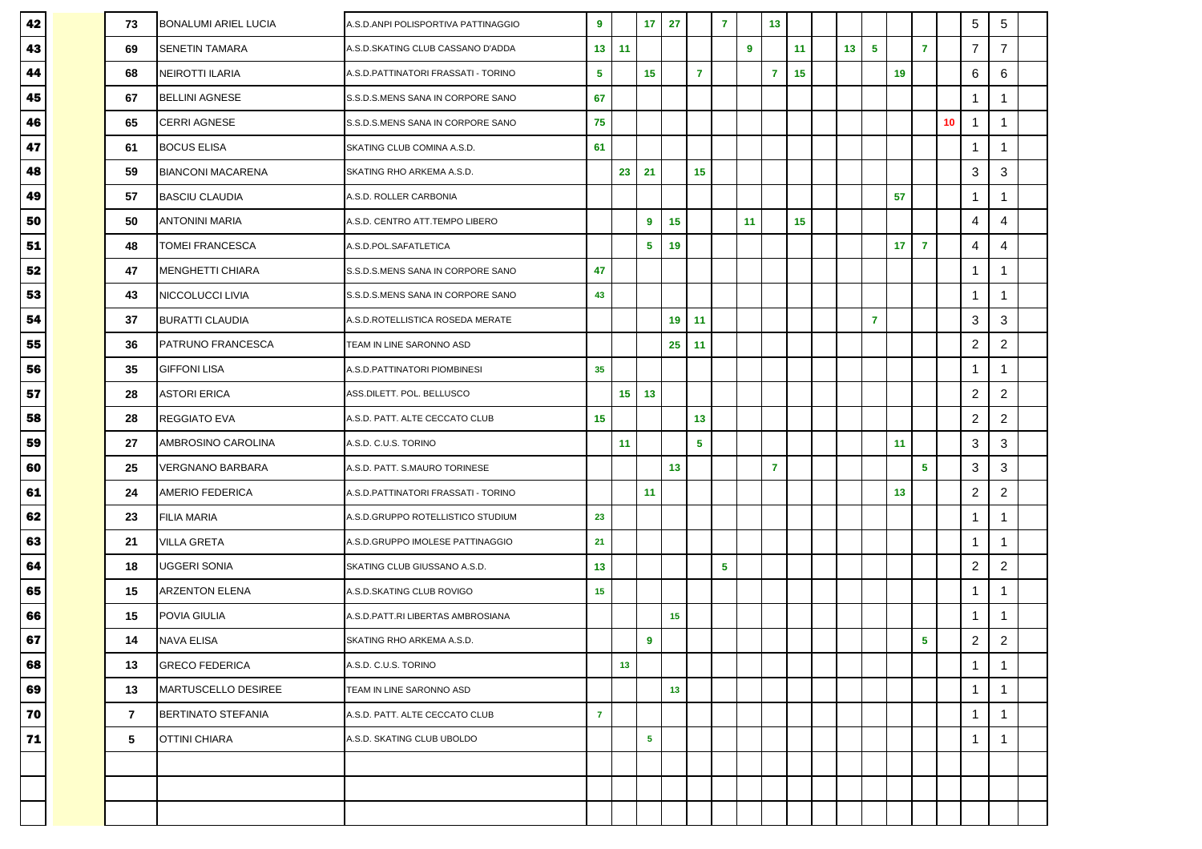| | | | | | | | | | | | | | | | | | | | | | | |
|---|---|---|---|---|---|---|---|---|---|---|---|---|---|---|---|---|---|---|---|---|---|---|
| 42 | | 73 | BONALUMI ARIEL LUCIA | A.S.D.ANPI POLISPORTIVA PATTINAGGIO | 9 | | 17 | 27 | | 7 | | 13 | | | | | | | | 5 | 5 | |
| 43 | | 69 | SENETIN TAMARA | A.S.D.SKATING CLUB CASSANO D'ADDA | 13 | 11 | | | | | 9 | | 11 | | 13 | 5 | | 7 | | 7 | 7 | |
| 44 | | 68 | NEIROTTI ILARIA | A.S.D.PATTINATORI FRASSATI - TORINO | 5 | | 15 | | 7 | | | 7 | 15 | | | | 19 | | | 6 | 6 | |
| 45 | | 67 | BELLINI AGNESE | S.S.D.S.MENS SANA IN CORPORE SANO | 67 | | | | | | | | | | | | | | | 1 | 1 | |
| 46 | | 65 | CERRI AGNESE | S.S.D.S.MENS SANA IN CORPORE SANO | 75 | | | | | | | | | | | | | | 10 | 1 | 1 | |
| 47 | | 61 | BOCUS ELISA | SKATING CLUB COMINA A.S.D. | 61 | | | | | | | | | | | | | | | 1 | 1 | |
| 48 | | 59 | BIANCONI MACARENA | SKATING RHO ARKEMA A.S.D. | | 23 | 21 | | 15 | | | | | | | | | | | 3 | 3 | |
| 49 | | 57 | BASCIU CLAUDIA | A.S.D. ROLLER CARBONIA | | | | | | | | | | | | | 57 | | | 1 | 1 | |
| 50 | | 50 | ANTONINI MARIA | A.S.D. CENTRO ATT.TEMPO LIBERO | | | 9 | 15 | | | 11 | | 15 | | | | | | | 4 | 4 | |
| 51 | | 48 | TOMEI FRANCESCA | A.S.D.POL.SAFATLETICA | | | 5 | 19 | | | | | | | | | 17 | 7 | | 4 | 4 | |
| 52 | | 47 | MENGHETTI CHIARA | S.S.D.S.MENS SANA IN CORPORE SANO | 47 | | | | | | | | | | | | | | | 1 | 1 | |
| 53 | | 43 | NICCOLUCCI LIVIA | S.S.D.S.MENS SANA IN CORPORE SANO | 43 | | | | | | | | | | | | | | | 1 | 1 | |
| 54 | | 37 | BURATTI CLAUDIA | A.S.D.ROTELLISTICA ROSEDA MERATE | | | | 19 | 11 | | | | | | | 7 | | | | 3 | 3 | |
| 55 | | 36 | PATRUNO FRANCESCA | TEAM IN LINE SARONNO ASD | | | | 25 | 11 | | | | | | | | | | | 2 | 2 | |
| 56 | | 35 | GIFFONI LISA | A.S.D.PATTINATORI PIOMBINESI | 35 | | | | | | | | | | | | | | | 1 | 1 | |
| 57 | | 28 | ASTORI ERICA | ASS.DILETT. POL. BELLUSCO | | 15 | 13 | | | | | | | | | | | | | 2 | 2 | |
| 58 | | 28 | REGGIATO EVA | A.S.D. PATT. ALTE CECCATO CLUB | 15 | | | | 13 | | | | | | | | | | | 2 | 2 | |
| 59 | | 27 | AMBROSINO CAROLINA | A.S.D. C.U.S. TORINO | | 11 | | | 5 | | | | | | | | 11 | | | 3 | 3 | |
| 60 | | 25 | VERGNANO BARBARA | A.S.D. PATT. S.MAURO TORINESE | | | | 13 | | | | 7 | | | | | | 5 | | 3 | 3 | |
| 61 | | 24 | AMERIO FEDERICA | A.S.D.PATTINATORI FRASSATI - TORINO | | | 11 | | | | | | | | | | 13 | | | 2 | 2 | |
| 62 | | 23 | FILIA MARIA | A.S.D.GRUPPO ROTELLISTICO STUDIUM | 23 | | | | | | | | | | | | | | | 1 | 1 | |
| 63 | | 21 | VILLA GRETA | A.S.D.GRUPPO IMOLESE PATTINAGGIO | 21 | | | | | | | | | | | | | | | 1 | 1 | |
| 64 | | 18 | UGGERI SONIA | SKATING CLUB GIUSSANO A.S.D. | 13 | | | | | 5 | | | | | | | | | | 2 | 2 | |
| 65 | | 15 | ARZENTON ELENA | A.S.D.SKATING CLUB ROVIGO | 15 | | | | | | | | | | | | | | | 1 | 1 | |
| 66 | | 15 | POVIA GIULIA | A.S.D.PATT.RI LIBERTAS AMBROSIANA | | | | 15 | | | | | | | | | | | | 1 | 1 | |
| 67 | | 14 | NAVA ELISA | SKATING RHO ARKEMA A.S.D. | | | 9 | | | | | | | | | | | 5 | | 2 | 2 | |
| 68 | | 13 | GRECO FEDERICA | A.S.D. C.U.S. TORINO | | 13 | | | | | | | | | | | | | | 1 | 1 | |
| 69 | | 13 | MARTUSCELLO DESIREE | TEAM IN LINE SARONNO ASD | | | | 13 | | | | | | | | | | | | 1 | 1 | |
| 70 | | 7 | BERTINATO STEFANIA | A.S.D. PATT. ALTE CECCATO CLUB | 7 | | | | | | | | | | | | | | | 1 | 1 | |
| 71 | | 5 | OTTINI CHIARA | A.S.D. SKATING CLUB UBOLDO | | | 5 | | | | | | | | | | | | | 1 | 1 | |
| | | | | | | | | | | | | | | | | | | | | | | |
| | | | | | | | | | | | | | | | | | | | | | | |
| | | | | | | | | | | | | | | | | | | | | | | |